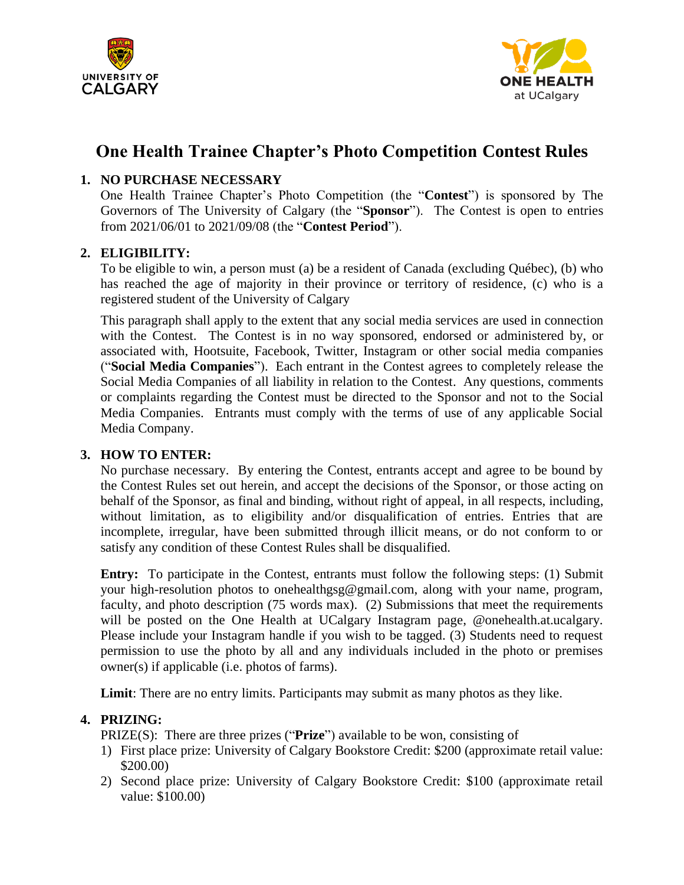# One Health Trainee Chapter's Photo Competition Contest Rules

1. **NO PURCHASE NECESSARY**

   One Health Trainee Chapter's Photo Competition (the "**Contest**") is sponsored by The Governors of The University of Calgary (the "**Sponsor**"). The Contest is open to entries from 2021/06/01 to 2021/09/08 (the "**Contest Period**").

2. **ELIGIBILITY:**

   To be eligible to win, a person must (a) be a resident of Canada (excluding Québec), (b) who has reached the age of majority in their province or territory of residence, (c) who is a registered student of the University of Calgary

   This paragraph shall apply to the extent that any social media services are used in connection with the Contest. The Contest is in no way sponsored, endorsed or administered by, or associated with, Hootsuite, Facebook, Twitter, Instagram or other social media companies ("**Social Media Companies**"). Each entrant in the Contest agrees to completely release the Social Media Companies of all liability in relation to the Contest. Any questions, comments or complaints regarding the Contest must be directed to the Sponsor and not to the Social Media Companies. Entrants must comply with the terms of use of any applicable Social Media Company.

3. **HOW TO ENTER:**

   No purchase necessary. By entering the Contest, entrants accept and agree to be bound by the Contest Rules set out herein, and accept the decisions of the Sponsor, or those acting on behalf of the Sponsor, as final and binding, without right of appeal, in all respects, including, without limitation, as to eligibility and/or disqualification of entries. Entries that are incomplete, irregular, have been submitted through illicit means, or do not conform to or satisfy any condition of these Contest Rules shall be disqualified.

   **Entry:** To participate in the Contest, entrants must follow the following steps: (1) Submit your high-resolution photos to onehealthgsg@gmail.com, along with your name, program, faculty, and photo description (75 words max). (2) Submissions that meet the requirements will be posted on the One Health at UCalgary Instagram page, @onehealth.at.ucalgary. Please include your Instagram handle if you wish to be tagged. (3) Students need to request permission to use the photo by all and any individuals included in the photo or premises owner(s) if applicable (i.e. photos of farms).

   **Limit**: There are no entry limits. Participants may submit as many photos as they like.

4. **PRIZING:**

   PRIZE(S): There are three prizes ("**Prize**") available to be won, consisting of

   1) First place prize: University of Calgary Bookstore Credit: $200 (approximate retail value: $200.00)
   2) Second place prize: University of Calgary Bookstore Credit: $100 (approximate retail value: $100.00)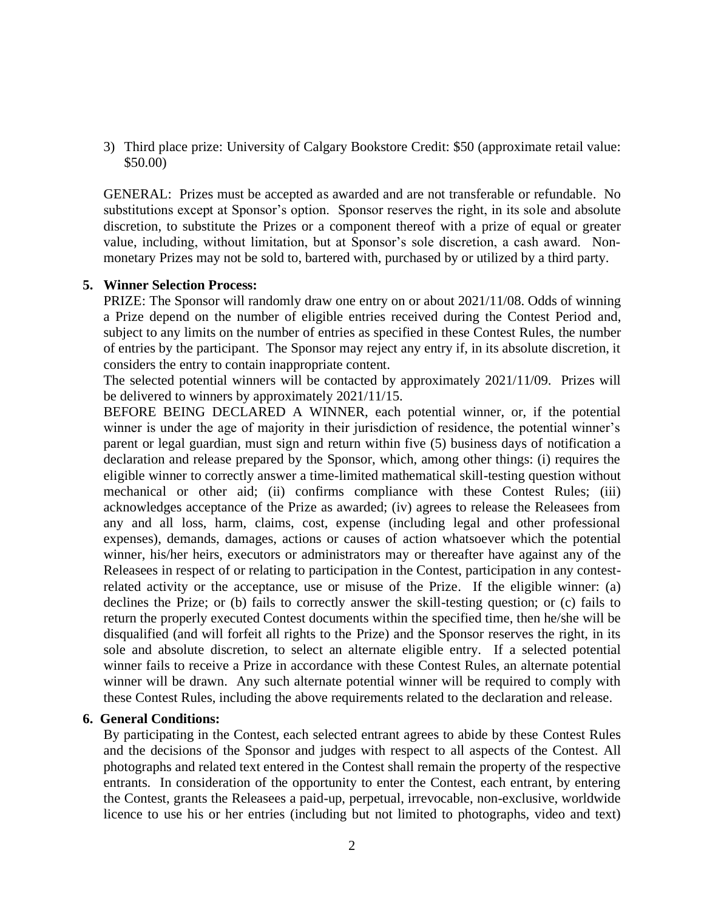3) Third place prize: University of Calgary Bookstore Credit: $50 (approximate retail value: $50.00)

GENERAL: Prizes must be accepted as awarded and are not transferable or refundable. No substitutions except at Sponsor's option. Sponsor reserves the right, in its sole and absolute discretion, to substitute the Prizes or a component thereof with a prize of equal or greater value, including, without limitation, but at Sponsor's sole discretion, a cash award. Non-monetary Prizes may not be sold to, bartered with, purchased by or utilized by a third party.

**5. Winner Selection Process:**

PRIZE: The Sponsor will randomly draw one entry on or about 2021/11/08. Odds of winning a Prize depend on the number of eligible entries received during the Contest Period and, subject to any limits on the number of entries as specified in these Contest Rules, the number of entries by the participant. The Sponsor may reject any entry if, in its absolute discretion, it considers the entry to contain inappropriate content.

The selected potential winners will be contacted by approximately 2021/11/09. Prizes will be delivered to winners by approximately 2021/11/15.

BEFORE BEING DECLARED A WINNER, each potential winner, or, if the potential winner is under the age of majority in their jurisdiction of residence, the potential winner's parent or legal guardian, must sign and return within five (5) business days of notification a declaration and release prepared by the Sponsor, which, among other things: (i) requires the eligible winner to correctly answer a time-limited mathematical skill-testing question without mechanical or other aid; (ii) confirms compliance with these Contest Rules; (iii) acknowledges acceptance of the Prize as awarded; (iv) agrees to release the Releasees from any and all loss, harm, claims, cost, expense (including legal and other professional expenses), demands, damages, actions or causes of action whatsoever which the potential winner, his/her heirs, executors or administrators may or thereafter have against any of the Releasees in respect of or relating to participation in the Contest, participation in any contest-related activity or the acceptance, use or misuse of the Prize. If the eligible winner: (a) declines the Prize; or (b) fails to correctly answer the skill-testing question; or (c) fails to return the properly executed Contest documents within the specified time, then he/she will be disqualified (and will forfeit all rights to the Prize) and the Sponsor reserves the right, in its sole and absolute discretion, to select an alternate eligible entry. If a selected potential winner fails to receive a Prize in accordance with these Contest Rules, an alternate potential winner will be drawn. Any such alternate potential winner will be required to comply with these Contest Rules, including the above requirements related to the declaration and release.

**6. General Conditions:**

By participating in the Contest, each selected entrant agrees to abide by these Contest Rules and the decisions of the Sponsor and judges with respect to all aspects of the Contest. All photographs and related text entered in the Contest shall remain the property of the respective entrants. In consideration of the opportunity to enter the Contest, each entrant, by entering the Contest, grants the Releasees a paid-up, perpetual, irrevocable, non-exclusive, worldwide licence to use his or her entries (including but not limited to photographs, video and text)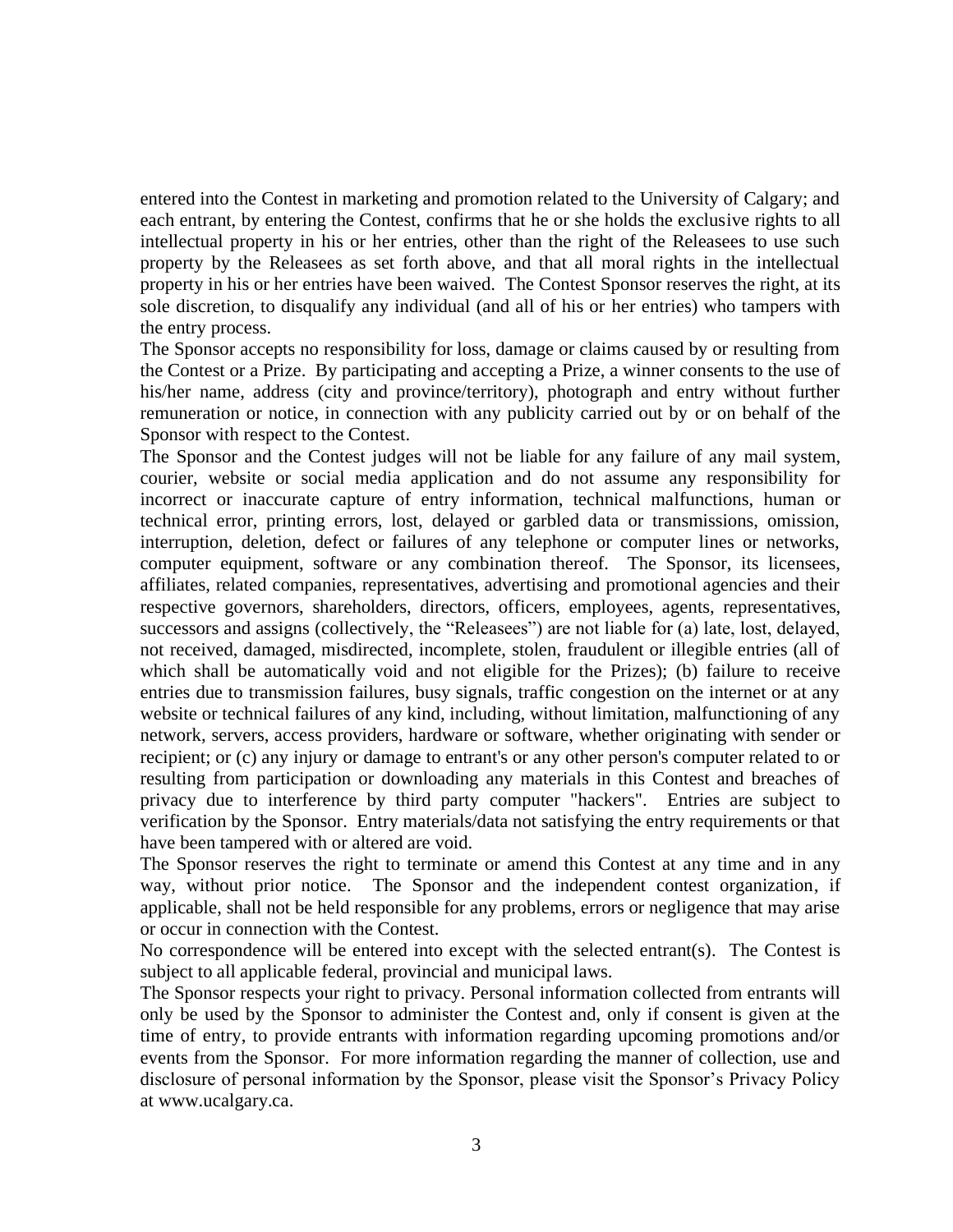entered into the Contest in marketing and promotion related to the University of Calgary; and each entrant, by entering the Contest, confirms that he or she holds the exclusive rights to all intellectual property in his or her entries, other than the right of the Releasees to use such property by the Releasees as set forth above, and that all moral rights in the intellectual property in his or her entries have been waived. The Contest Sponsor reserves the right, at its sole discretion, to disqualify any individual (and all of his or her entries) who tampers with the entry process.

The Sponsor accepts no responsibility for loss, damage or claims caused by or resulting from the Contest or a Prize. By participating and accepting a Prize, a winner consents to the use of his/her name, address (city and province/territory), photograph and entry without further remuneration or notice, in connection with any publicity carried out by or on behalf of the Sponsor with respect to the Contest.

The Sponsor and the Contest judges will not be liable for any failure of any mail system, courier, website or social media application and do not assume any responsibility for incorrect or inaccurate capture of entry information, technical malfunctions, human or technical error, printing errors, lost, delayed or garbled data or transmissions, omission, interruption, deletion, defect or failures of any telephone or computer lines or networks, computer equipment, software or any combination thereof. The Sponsor, its licensees, affiliates, related companies, representatives, advertising and promotional agencies and their respective governors, shareholders, directors, officers, employees, agents, representatives, successors and assigns (collectively, the "Releasees") are not liable for (a) late, lost, delayed, not received, damaged, misdirected, incomplete, stolen, fraudulent or illegible entries (all of which shall be automatically void and not eligible for the Prizes); (b) failure to receive entries due to transmission failures, busy signals, traffic congestion on the internet or at any website or technical failures of any kind, including, without limitation, malfunctioning of any network, servers, access providers, hardware or software, whether originating with sender or recipient; or (c) any injury or damage to entrant's or any other person's computer related to or resulting from participation or downloading any materials in this Contest and breaches of privacy due to interference by third party computer "hackers". Entries are subject to verification by the Sponsor. Entry materials/data not satisfying the entry requirements or that have been tampered with or altered are void.

The Sponsor reserves the right to terminate or amend this Contest at any time and in any way, without prior notice. The Sponsor and the independent contest organization, if applicable, shall not be held responsible for any problems, errors or negligence that may arise or occur in connection with the Contest.

No correspondence will be entered into except with the selected entrant(s). The Contest is subject to all applicable federal, provincial and municipal laws.

The Sponsor respects your right to privacy. Personal information collected from entrants will only be used by the Sponsor to administer the Contest and, only if consent is given at the time of entry, to provide entrants with information regarding upcoming promotions and/or events from the Sponsor. For more information regarding the manner of collection, use and disclosure of personal information by the Sponsor, please visit the Sponsor's Privacy Policy at www.ucalgary.ca.